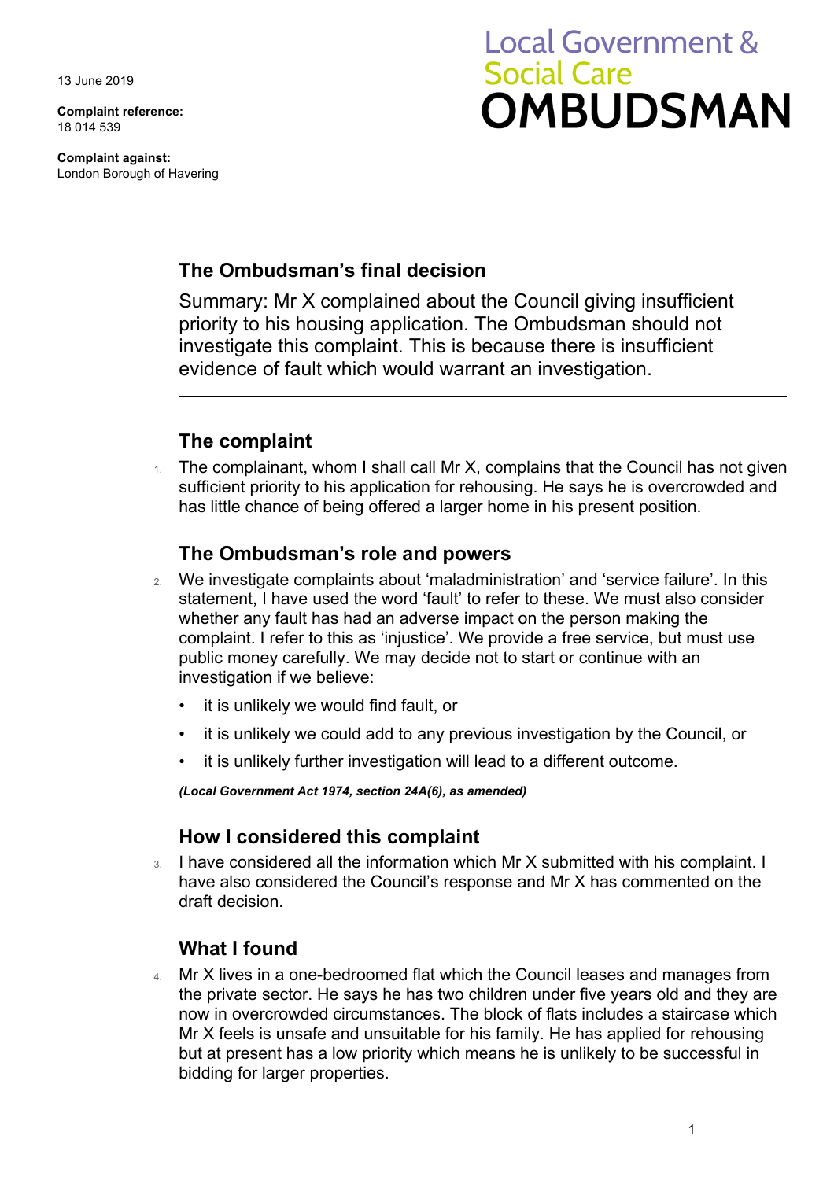13 June 2019

**Complaint reference:**
18 014 539

**Complaint against:**
London Borough of Havering

Local Government & Social Care **OMBUDSMAN**

## The Ombudsman's final decision

Summary: Mr X complained about the Council giving insufficient priority to his housing application. The Ombudsman should not investigate this complaint. This is because there is insufficient evidence of fault which would warrant an investigation.

---

## The complaint

1. The complainant, whom I shall call Mr X, complains that the Council has not given sufficient priority to his application for rehousing. He says he is overcrowded and has little chance of being offered a larger home in his present position.

## The Ombudsman's role and powers

2. We investigate complaints about 'maladministration' and 'service failure'. In this statement, I have used the word 'fault' to refer to these. We must also consider whether any fault has had an adverse impact on the person making the complaint. I refer to this as 'injustice'. We provide a free service, but must use public money carefully. We may decide not to start or continue with an investigation if we believe:

   - it is unlikely we would find fault, or
   - it is unlikely we could add to any previous investigation by the Council, or
   - it is unlikely further investigation will lead to a different outcome.

   ***(Local Government Act 1974, section 24A(6), as amended)***

## How I considered this complaint

3. I have considered all the information which Mr X submitted with his complaint. I have also considered the Council's response and Mr X has commented on the draft decision.

## What I found

4. Mr X lives in a one-bedroomed flat which the Council leases and manages from the private sector. He says he has two children under five years old and they are now in overcrowded circumstances. The block of flats includes a staircase which Mr X feels is unsafe and unsuitable for his family. He has applied for rehousing but at present has a low priority which means he is unlikely to be successful in bidding for larger properties.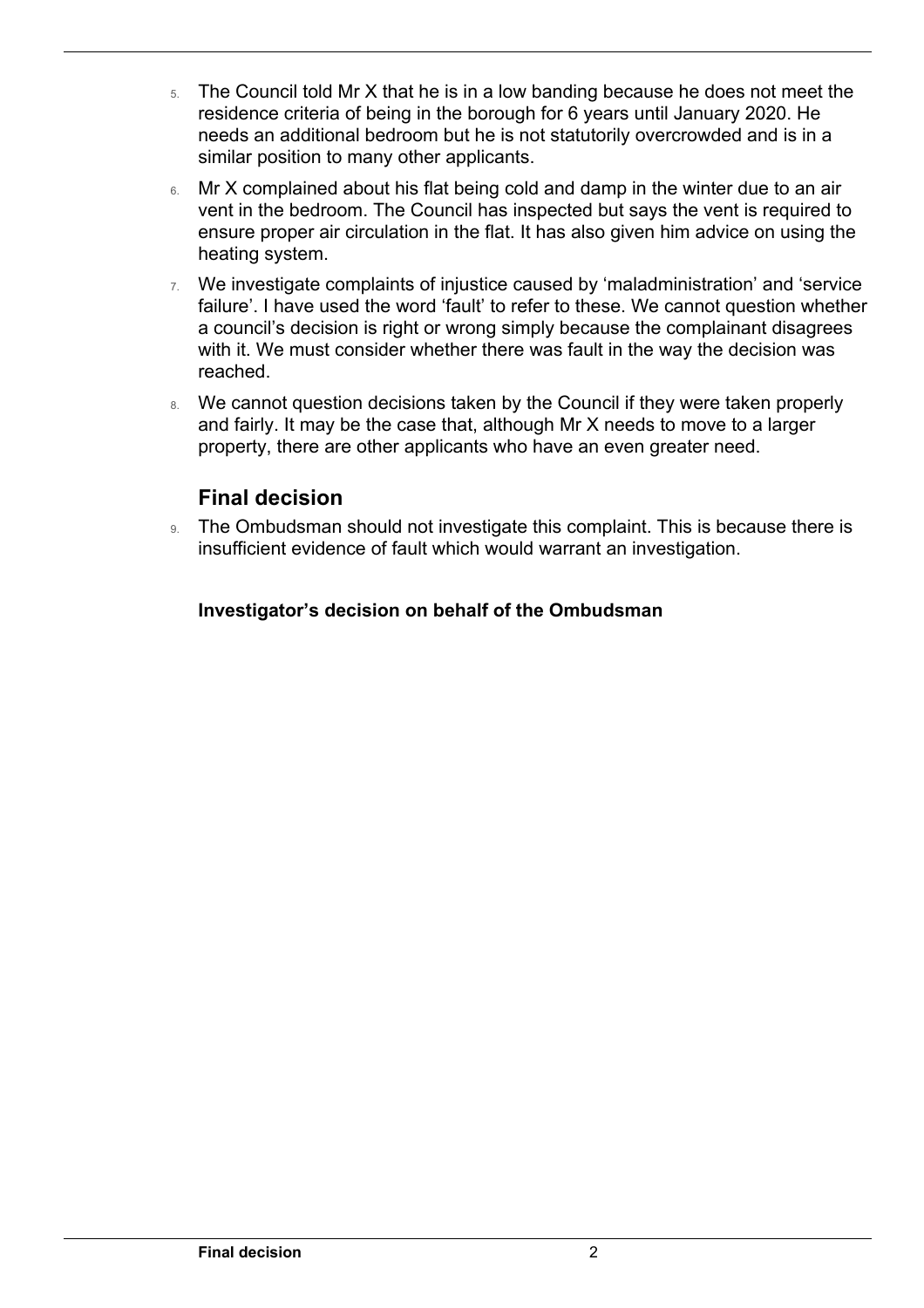5. The Council told Mr X that he is in a low banding because he does not meet the residence criteria of being in the borough for 6 years until January 2020. He needs an additional bedroom but he is not statutorily overcrowded and is in a similar position to many other applicants.
6. Mr X complained about his flat being cold and damp in the winter due to an air vent in the bedroom. The Council has inspected but says the vent is required to ensure proper air circulation in the flat. It has also given him advice on using the heating system.
7. We investigate complaints of injustice caused by 'maladministration' and 'service failure'. I have used the word 'fault' to refer to these. We cannot question whether a council's decision is right or wrong simply because the complainant disagrees with it. We must consider whether there was fault in the way the decision was reached.
8. We cannot question decisions taken by the Council if they were taken properly and fairly. It may be the case that, although Mr X needs to move to a larger property, there are other applicants who have an even greater need.

## Final decision

9. The Ombudsman should not investigate this complaint. This is because there is insufficient evidence of fault which would warrant an investigation.

**Investigator's decision on behalf of the Ombudsman**